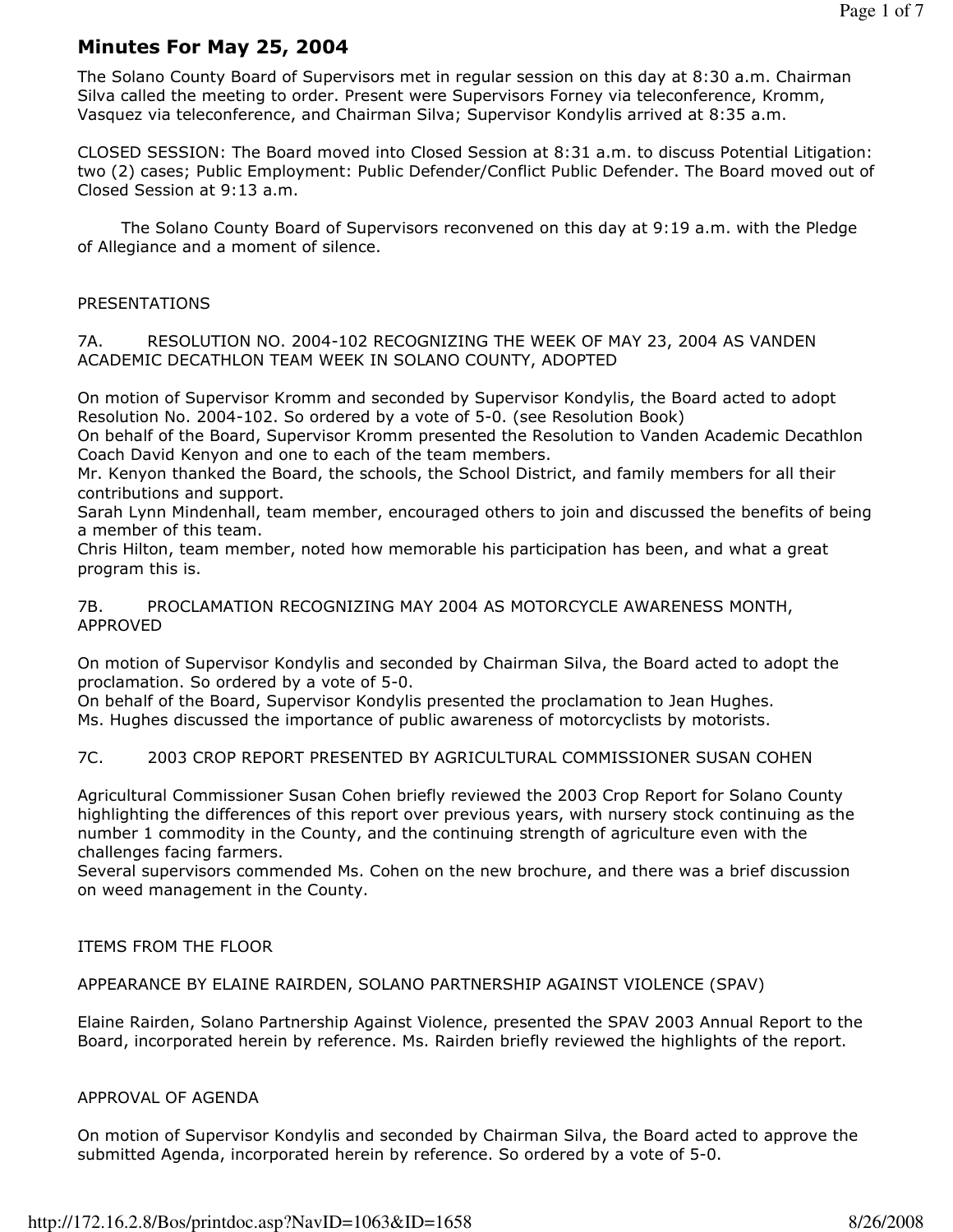# Minutes For May 25, 2004

The Solano County Board of Supervisors met in regular session on this day at 8:30 a.m. Chairman Silva called the meeting to order. Present were Supervisors Forney via teleconference, Kromm, Vasquez via teleconference, and Chairman Silva; Supervisor Kondylis arrived at 8:35 a.m.

CLOSED SESSION: The Board moved into Closed Session at 8:31 a.m. to discuss Potential Litigation: two (2) cases; Public Employment: Public Defender/Conflict Public Defender. The Board moved out of Closed Session at 9:13 a.m.

The Solano County Board of Supervisors reconvened on this day at 9:19 a.m. with the Pledge of Allegiance and a moment of silence.

PRESENTATIONS

7A. RESOLUTION NO. 2004-102 RECOGNIZING THE WEEK OF MAY 23, 2004 AS VANDEN ACADEMIC DECATHLON TEAM WEEK IN SOLANO COUNTY, ADOPTED

On motion of Supervisor Kromm and seconded by Supervisor Kondylis, the Board acted to adopt Resolution No. 2004-102. So ordered by a vote of 5-0. (see Resolution Book)
On behalf of the Board, Supervisor Kromm presented the Resolution to Vanden Academic Decathlon Coach David Kenyon and one to each of the team members.
Mr. Kenyon thanked the Board, the schools, the School District, and family members for all their contributions and support.
Sarah Lynn Mindenhall, team member, encouraged others to join and discussed the benefits of being a member of this team.
Chris Hilton, team member, noted how memorable his participation has been, and what a great program this is.

7B. PROCLAMATION RECOGNIZING MAY 2004 AS MOTORCYCLE AWARENESS MONTH, APPROVED

On motion of Supervisor Kondylis and seconded by Chairman Silva, the Board acted to adopt the proclamation. So ordered by a vote of 5-0.
On behalf of the Board, Supervisor Kondylis presented the proclamation to Jean Hughes.
Ms. Hughes discussed the importance of public awareness of motorcyclists by motorists.

7C. 2003 CROP REPORT PRESENTED BY AGRICULTURAL COMMISSIONER SUSAN COHEN

Agricultural Commissioner Susan Cohen briefly reviewed the 2003 Crop Report for Solano County highlighting the differences of this report over previous years, with nursery stock continuing as the number 1 commodity in the County, and the continuing strength of agriculture even with the challenges facing farmers.
Several supervisors commended Ms. Cohen on the new brochure, and there was a brief discussion on weed management in the County.

ITEMS FROM THE FLOOR

APPEARANCE BY ELAINE RAIRDEN, SOLANO PARTNERSHIP AGAINST VIOLENCE (SPAV)

Elaine Rairden, Solano Partnership Against Violence, presented the SPAV 2003 Annual Report to the Board, incorporated herein by reference. Ms. Rairden briefly reviewed the highlights of the report.

APPROVAL OF AGENDA

On motion of Supervisor Kondylis and seconded by Chairman Silva, the Board acted to approve the submitted Agenda, incorporated herein by reference. So ordered by a vote of 5-0.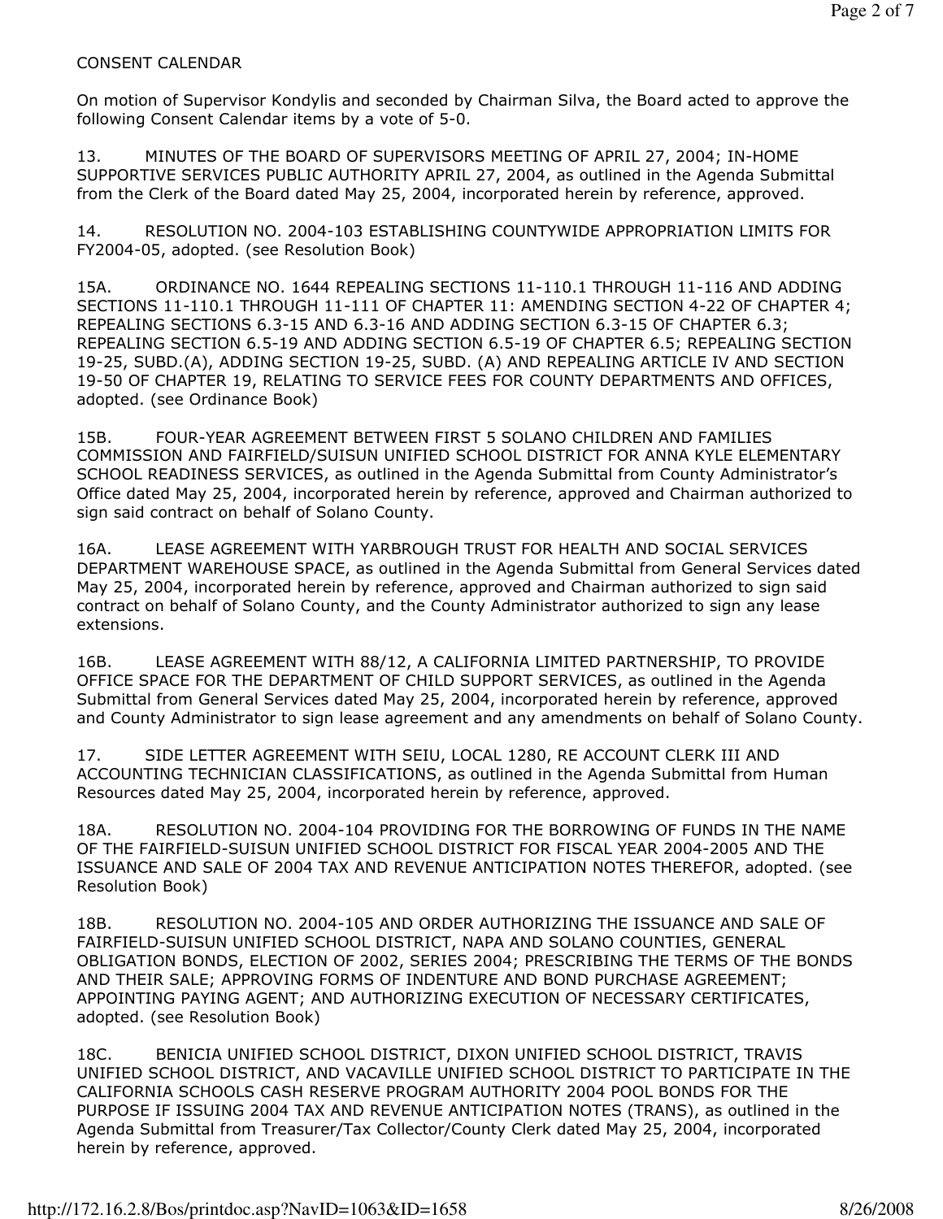CONSENT CALENDAR

On motion of Supervisor Kondylis and seconded by Chairman Silva, the Board acted to approve the following Consent Calendar items by a vote of 5-0.

13. MINUTES OF THE BOARD OF SUPERVISORS MEETING OF APRIL 27, 2004; IN-HOME SUPPORTIVE SERVICES PUBLIC AUTHORITY APRIL 27, 2004, as outlined in the Agenda Submittal from the Clerk of the Board dated May 25, 2004, incorporated herein by reference, approved.

14. RESOLUTION NO. 2004-103 ESTABLISHING COUNTYWIDE APPROPRIATION LIMITS FOR FY2004-05, adopted. (see Resolution Book)

15A. ORDINANCE NO. 1644 REPEALING SECTIONS 11-110.1 THROUGH 11-116 AND ADDING SECTIONS 11-110.1 THROUGH 11-111 OF CHAPTER 11: AMENDING SECTION 4-22 OF CHAPTER 4; REPEALING SECTIONS 6.3-15 AND 6.3-16 AND ADDING SECTION 6.3-15 OF CHAPTER 6.3; REPEALING SECTION 6.5-19 AND ADDING SECTION 6.5-19 OF CHAPTER 6.5; REPEALING SECTION 19-25, SUBD.(A), ADDING SECTION 19-25, SUBD. (A) AND REPEALING ARTICLE IV AND SECTION 19-50 OF CHAPTER 19, RELATING TO SERVICE FEES FOR COUNTY DEPARTMENTS AND OFFICES, adopted. (see Ordinance Book)

15B. FOUR-YEAR AGREEMENT BETWEEN FIRST 5 SOLANO CHILDREN AND FAMILIES COMMISSION AND FAIRFIELD/SUISUN UNIFIED SCHOOL DISTRICT FOR ANNA KYLE ELEMENTARY SCHOOL READINESS SERVICES, as outlined in the Agenda Submittal from County Administrator's Office dated May 25, 2004, incorporated herein by reference, approved and Chairman authorized to sign said contract on behalf of Solano County.

16A. LEASE AGREEMENT WITH YARBROUGH TRUST FOR HEALTH AND SOCIAL SERVICES DEPARTMENT WAREHOUSE SPACE, as outlined in the Agenda Submittal from General Services dated May 25, 2004, incorporated herein by reference, approved and Chairman authorized to sign said contract on behalf of Solano County, and the County Administrator authorized to sign any lease extensions.

16B. LEASE AGREEMENT WITH 88/12, A CALIFORNIA LIMITED PARTNERSHIP, TO PROVIDE OFFICE SPACE FOR THE DEPARTMENT OF CHILD SUPPORT SERVICES, as outlined in the Agenda Submittal from General Services dated May 25, 2004, incorporated herein by reference, approved and County Administrator to sign lease agreement and any amendments on behalf of Solano County.

17. SIDE LETTER AGREEMENT WITH SEIU, LOCAL 1280, RE ACCOUNT CLERK III AND ACCOUNTING TECHNICIAN CLASSIFICATIONS, as outlined in the Agenda Submittal from Human Resources dated May 25, 2004, incorporated herein by reference, approved.

18A. RESOLUTION NO. 2004-104 PROVIDING FOR THE BORROWING OF FUNDS IN THE NAME OF THE FAIRFIELD-SUISUN UNIFIED SCHOOL DISTRICT FOR FISCAL YEAR 2004-2005 AND THE ISSUANCE AND SALE OF 2004 TAX AND REVENUE ANTICIPATION NOTES THEREFOR, adopted. (see Resolution Book)

18B. RESOLUTION NO. 2004-105 AND ORDER AUTHORIZING THE ISSUANCE AND SALE OF FAIRFIELD-SUISUN UNIFIED SCHOOL DISTRICT, NAPA AND SOLANO COUNTIES, GENERAL OBLIGATION BONDS, ELECTION OF 2002, SERIES 2004; PRESCRIBING THE TERMS OF THE BONDS AND THEIR SALE; APPROVING FORMS OF INDENTURE AND BOND PURCHASE AGREEMENT; APPOINTING PAYING AGENT; AND AUTHORIZING EXECUTION OF NECESSARY CERTIFICATES, adopted. (see Resolution Book)

18C. BENICIA UNIFIED SCHOOL DISTRICT, DIXON UNIFIED SCHOOL DISTRICT, TRAVIS UNIFIED SCHOOL DISTRICT, AND VACAVILLE UNIFIED SCHOOL DISTRICT TO PARTICIPATE IN THE CALIFORNIA SCHOOLS CASH RESERVE PROGRAM AUTHORITY 2004 POOL BONDS FOR THE PURPOSE IF ISSUING 2004 TAX AND REVENUE ANTICIPATION NOTES (TRANS), as outlined in the Agenda Submittal from Treasurer/Tax Collector/County Clerk dated May 25, 2004, incorporated herein by reference, approved.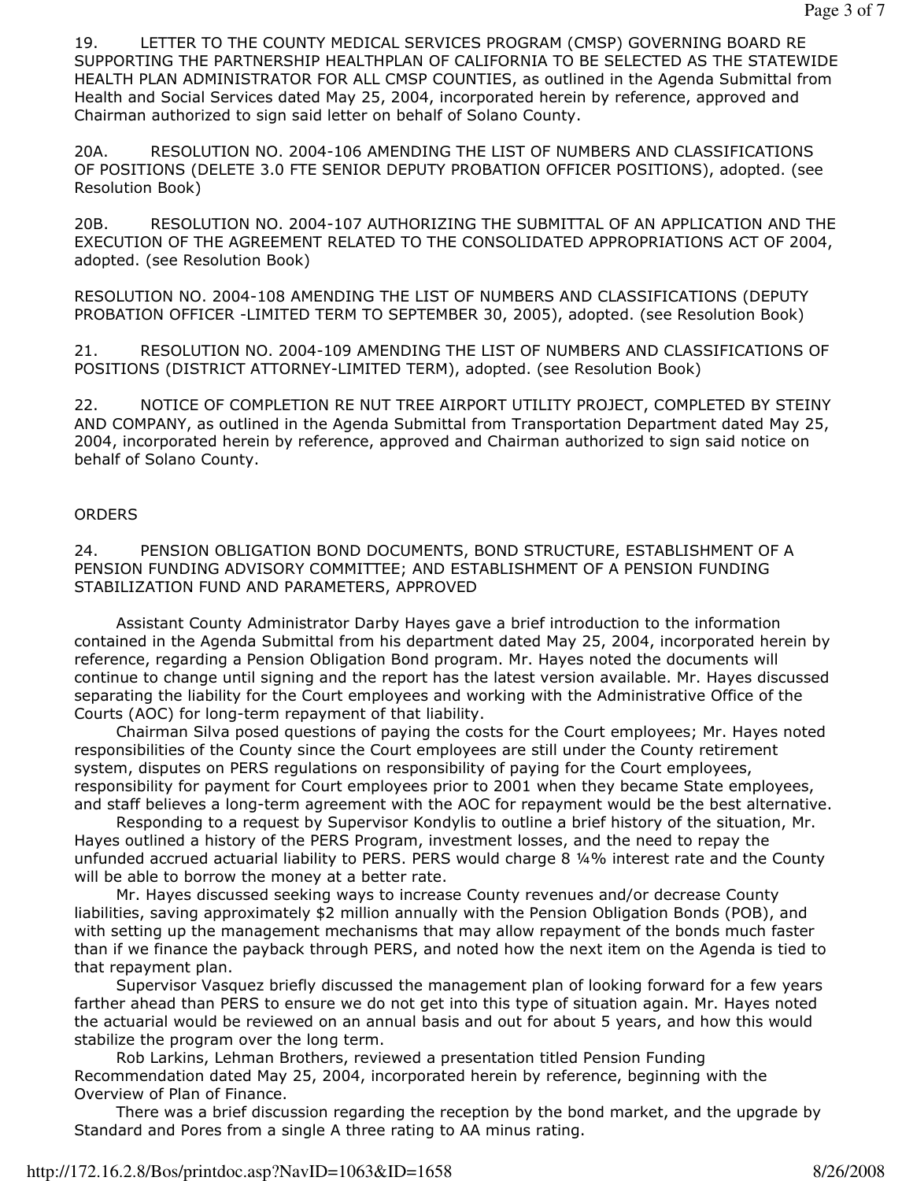19. LETTER TO THE COUNTY MEDICAL SERVICES PROGRAM (CMSP) GOVERNING BOARD RE SUPPORTING THE PARTNERSHIP HEALTHPLAN OF CALIFORNIA TO BE SELECTED AS THE STATEWIDE HEALTH PLAN ADMINISTRATOR FOR ALL CMSP COUNTIES, as outlined in the Agenda Submittal from Health and Social Services dated May 25, 2004, incorporated herein by reference, approved and Chairman authorized to sign said letter on behalf of Solano County.

20A. RESOLUTION NO. 2004-106 AMENDING THE LIST OF NUMBERS AND CLASSIFICATIONS OF POSITIONS (DELETE 3.0 FTE SENIOR DEPUTY PROBATION OFFICER POSITIONS), adopted. (see Resolution Book)

20B. RESOLUTION NO. 2004-107 AUTHORIZING THE SUBMITTAL OF AN APPLICATION AND THE EXECUTION OF THE AGREEMENT RELATED TO THE CONSOLIDATED APPROPRIATIONS ACT OF 2004, adopted. (see Resolution Book)

RESOLUTION NO. 2004-108 AMENDING THE LIST OF NUMBERS AND CLASSIFICATIONS (DEPUTY PROBATION OFFICER -LIMITED TERM TO SEPTEMBER 30, 2005), adopted. (see Resolution Book)

21. RESOLUTION NO. 2004-109 AMENDING THE LIST OF NUMBERS AND CLASSIFICATIONS OF POSITIONS (DISTRICT ATTORNEY-LIMITED TERM), adopted. (see Resolution Book)

22. NOTICE OF COMPLETION RE NUT TREE AIRPORT UTILITY PROJECT, COMPLETED BY STEINY AND COMPANY, as outlined in the Agenda Submittal from Transportation Department dated May 25, 2004, incorporated herein by reference, approved and Chairman authorized to sign said notice on behalf of Solano County.

ORDERS

24. PENSION OBLIGATION BOND DOCUMENTS, BOND STRUCTURE, ESTABLISHMENT OF A PENSION FUNDING ADVISORY COMMITTEE; AND ESTABLISHMENT OF A PENSION FUNDING STABILIZATION FUND AND PARAMETERS, APPROVED

Assistant County Administrator Darby Hayes gave a brief introduction to the information contained in the Agenda Submittal from his department dated May 25, 2004, incorporated herein by reference, regarding a Pension Obligation Bond program. Mr. Hayes noted the documents will continue to change until signing and the report has the latest version available. Mr. Hayes discussed separating the liability for the Court employees and working with the Administrative Office of the Courts (AOC) for long-term repayment of that liability.

Chairman Silva posed questions of paying the costs for the Court employees; Mr. Hayes noted responsibilities of the County since the Court employees are still under the County retirement system, disputes on PERS regulations on responsibility of paying for the Court employees, responsibility for payment for Court employees prior to 2001 when they became State employees, and staff believes a long-term agreement with the AOC for repayment would be the best alternative.

Responding to a request by Supervisor Kondylis to outline a brief history of the situation, Mr. Hayes outlined a history of the PERS Program, investment losses, and the need to repay the unfunded accrued actuarial liability to PERS. PERS would charge 8 ¼% interest rate and the County will be able to borrow the money at a better rate.

Mr. Hayes discussed seeking ways to increase County revenues and/or decrease County liabilities, saving approximately $2 million annually with the Pension Obligation Bonds (POB), and with setting up the management mechanisms that may allow repayment of the bonds much faster than if we finance the payback through PERS, and noted how the next item on the Agenda is tied to that repayment plan.

Supervisor Vasquez briefly discussed the management plan of looking forward for a few years farther ahead than PERS to ensure we do not get into this type of situation again. Mr. Hayes noted the actuarial would be reviewed on an annual basis and out for about 5 years, and how this would stabilize the program over the long term.

Rob Larkins, Lehman Brothers, reviewed a presentation titled Pension Funding Recommendation dated May 25, 2004, incorporated herein by reference, beginning with the Overview of Plan of Finance.

There was a brief discussion regarding the reception by the bond market, and the upgrade by Standard and Pores from a single A three rating to AA minus rating.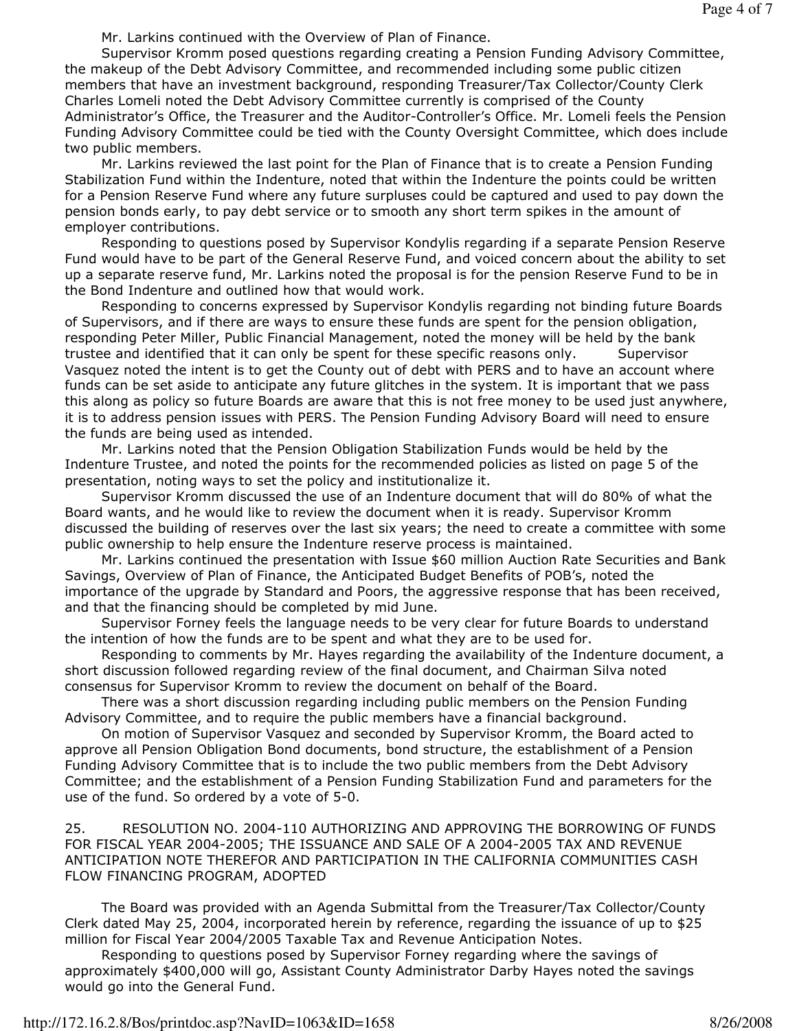Mr. Larkins continued with the Overview of Plan of Finance.

Supervisor Kromm posed questions regarding creating a Pension Funding Advisory Committee, the makeup of the Debt Advisory Committee, and recommended including some public citizen members that have an investment background, responding Treasurer/Tax Collector/County Clerk Charles Lomeli noted the Debt Advisory Committee currently is comprised of the County Administrator's Office, the Treasurer and the Auditor-Controller's Office. Mr. Lomeli feels the Pension Funding Advisory Committee could be tied with the County Oversight Committee, which does include two public members.

Mr. Larkins reviewed the last point for the Plan of Finance that is to create a Pension Funding Stabilization Fund within the Indenture, noted that within the Indenture the points could be written for a Pension Reserve Fund where any future surpluses could be captured and used to pay down the pension bonds early, to pay debt service or to smooth any short term spikes in the amount of employer contributions.

Responding to questions posed by Supervisor Kondylis regarding if a separate Pension Reserve Fund would have to be part of the General Reserve Fund, and voiced concern about the ability to set up a separate reserve fund, Mr. Larkins noted the proposal is for the pension Reserve Fund to be in the Bond Indenture and outlined how that would work.

Responding to concerns expressed by Supervisor Kondylis regarding not binding future Boards of Supervisors, and if there are ways to ensure these funds are spent for the pension obligation, responding Peter Miller, Public Financial Management, noted the money will be held by the bank trustee and identified that it can only be spent for these specific reasons only. Supervisor Vasquez noted the intent is to get the County out of debt with PERS and to have an account where funds can be set aside to anticipate any future glitches in the system. It is important that we pass this along as policy so future Boards are aware that this is not free money to be used just anywhere, it is to address pension issues with PERS. The Pension Funding Advisory Board will need to ensure the funds are being used as intended.

Mr. Larkins noted that the Pension Obligation Stabilization Funds would be held by the Indenture Trustee, and noted the points for the recommended policies as listed on page 5 of the presentation, noting ways to set the policy and institutionalize it.

Supervisor Kromm discussed the use of an Indenture document that will do 80% of what the Board wants, and he would like to review the document when it is ready. Supervisor Kromm discussed the building of reserves over the last six years; the need to create a committee with some public ownership to help ensure the Indenture reserve process is maintained.

Mr. Larkins continued the presentation with Issue $60 million Auction Rate Securities and Bank Savings, Overview of Plan of Finance, the Anticipated Budget Benefits of POB's, noted the importance of the upgrade by Standard and Poors, the aggressive response that has been received, and that the financing should be completed by mid June.

Supervisor Forney feels the language needs to be very clear for future Boards to understand the intention of how the funds are to be spent and what they are to be used for.

Responding to comments by Mr. Hayes regarding the availability of the Indenture document, a short discussion followed regarding review of the final document, and Chairman Silva noted consensus for Supervisor Kromm to review the document on behalf of the Board.

There was a short discussion regarding including public members on the Pension Funding Advisory Committee, and to require the public members have a financial background.

On motion of Supervisor Vasquez and seconded by Supervisor Kromm, the Board acted to approve all Pension Obligation Bond documents, bond structure, the establishment of a Pension Funding Advisory Committee that is to include the two public members from the Debt Advisory Committee; and the establishment of a Pension Funding Stabilization Fund and parameters for the use of the fund. So ordered by a vote of 5-0.

25. RESOLUTION NO. 2004-110 AUTHORIZING AND APPROVING THE BORROWING OF FUNDS FOR FISCAL YEAR 2004-2005; THE ISSUANCE AND SALE OF A 2004-2005 TAX AND REVENUE ANTICIPATION NOTE THEREFOR AND PARTICIPATION IN THE CALIFORNIA COMMUNITIES CASH FLOW FINANCING PROGRAM, ADOPTED

The Board was provided with an Agenda Submittal from the Treasurer/Tax Collector/County Clerk dated May 25, 2004, incorporated herein by reference, regarding the issuance of up to $25 million for Fiscal Year 2004/2005 Taxable Tax and Revenue Anticipation Notes.

Responding to questions posed by Supervisor Forney regarding where the savings of approximately $400,000 will go, Assistant County Administrator Darby Hayes noted the savings would go into the General Fund.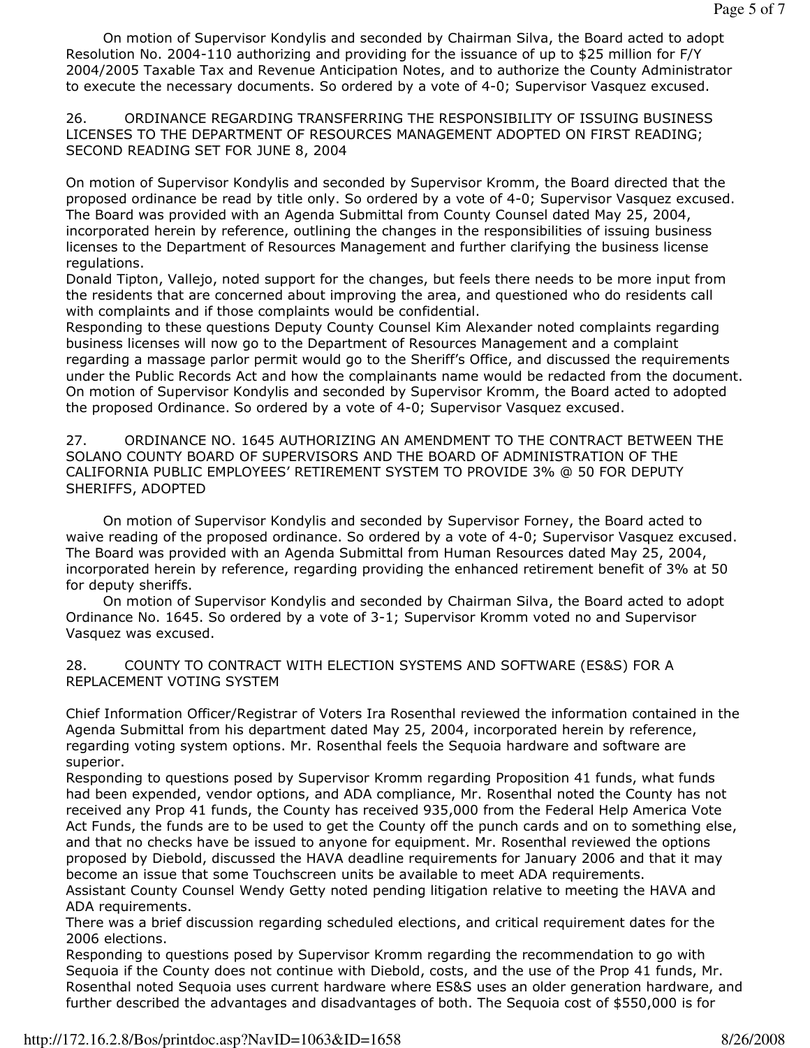On motion of Supervisor Kondylis and seconded by Chairman Silva, the Board acted to adopt Resolution No. 2004-110 authorizing and providing for the issuance of up to $25 million for F/Y 2004/2005 Taxable Tax and Revenue Anticipation Notes, and to authorize the County Administrator to execute the necessary documents. So ordered by a vote of 4-0; Supervisor Vasquez excused.

26. ORDINANCE REGARDING TRANSFERRING THE RESPONSIBILITY OF ISSUING BUSINESS LICENSES TO THE DEPARTMENT OF RESOURCES MANAGEMENT ADOPTED ON FIRST READING; SECOND READING SET FOR JUNE 8, 2004

On motion of Supervisor Kondylis and seconded by Supervisor Kromm, the Board directed that the proposed ordinance be read by title only. So ordered by a vote of 4-0; Supervisor Vasquez excused. The Board was provided with an Agenda Submittal from County Counsel dated May 25, 2004, incorporated herein by reference, outlining the changes in the responsibilities of issuing business licenses to the Department of Resources Management and further clarifying the business license regulations.

Donald Tipton, Vallejo, noted support for the changes, but feels there needs to be more input from the residents that are concerned about improving the area, and questioned who do residents call with complaints and if those complaints would be confidential.

Responding to these questions Deputy County Counsel Kim Alexander noted complaints regarding business licenses will now go to the Department of Resources Management and a complaint regarding a massage parlor permit would go to the Sheriff's Office, and discussed the requirements under the Public Records Act and how the complainants name would be redacted from the document.

On motion of Supervisor Kondylis and seconded by Supervisor Kromm, the Board acted to adopted the proposed Ordinance. So ordered by a vote of 4-0; Supervisor Vasquez excused.

27. ORDINANCE NO. 1645 AUTHORIZING AN AMENDMENT TO THE CONTRACT BETWEEN THE SOLANO COUNTY BOARD OF SUPERVISORS AND THE BOARD OF ADMINISTRATION OF THE CALIFORNIA PUBLIC EMPLOYEES' RETIREMENT SYSTEM TO PROVIDE 3% @ 50 FOR DEPUTY SHERIFFS, ADOPTED

On motion of Supervisor Kondylis and seconded by Supervisor Forney, the Board acted to waive reading of the proposed ordinance. So ordered by a vote of 4-0; Supervisor Vasquez excused. The Board was provided with an Agenda Submittal from Human Resources dated May 25, 2004, incorporated herein by reference, regarding providing the enhanced retirement benefit of 3% at 50 for deputy sheriffs.

On motion of Supervisor Kondylis and seconded by Chairman Silva, the Board acted to adopt Ordinance No. 1645. So ordered by a vote of 3-1; Supervisor Kromm voted no and Supervisor Vasquez was excused.

28. COUNTY TO CONTRACT WITH ELECTION SYSTEMS AND SOFTWARE (ES&S) FOR A REPLACEMENT VOTING SYSTEM

Chief Information Officer/Registrar of Voters Ira Rosenthal reviewed the information contained in the Agenda Submittal from his department dated May 25, 2004, incorporated herein by reference, regarding voting system options. Mr. Rosenthal feels the Sequoia hardware and software are superior.

Responding to questions posed by Supervisor Kromm regarding Proposition 41 funds, what funds had been expended, vendor options, and ADA compliance, Mr. Rosenthal noted the County has not received any Prop 41 funds, the County has received 935,000 from the Federal Help America Vote Act Funds, the funds are to be used to get the County off the punch cards and on to something else, and that no checks have be issued to anyone for equipment. Mr. Rosenthal reviewed the options proposed by Diebold, discussed the HAVA deadline requirements for January 2006 and that it may become an issue that some Touchscreen units be available to meet ADA requirements.

Assistant County Counsel Wendy Getty noted pending litigation relative to meeting the HAVA and ADA requirements.

There was a brief discussion regarding scheduled elections, and critical requirement dates for the 2006 elections.

Responding to questions posed by Supervisor Kromm regarding the recommendation to go with Sequoia if the County does not continue with Diebold, costs, and the use of the Prop 41 funds, Mr. Rosenthal noted Sequoia uses current hardware where ES&S uses an older generation hardware, and further described the advantages and disadvantages of both. The Sequoia cost of $550,000 is for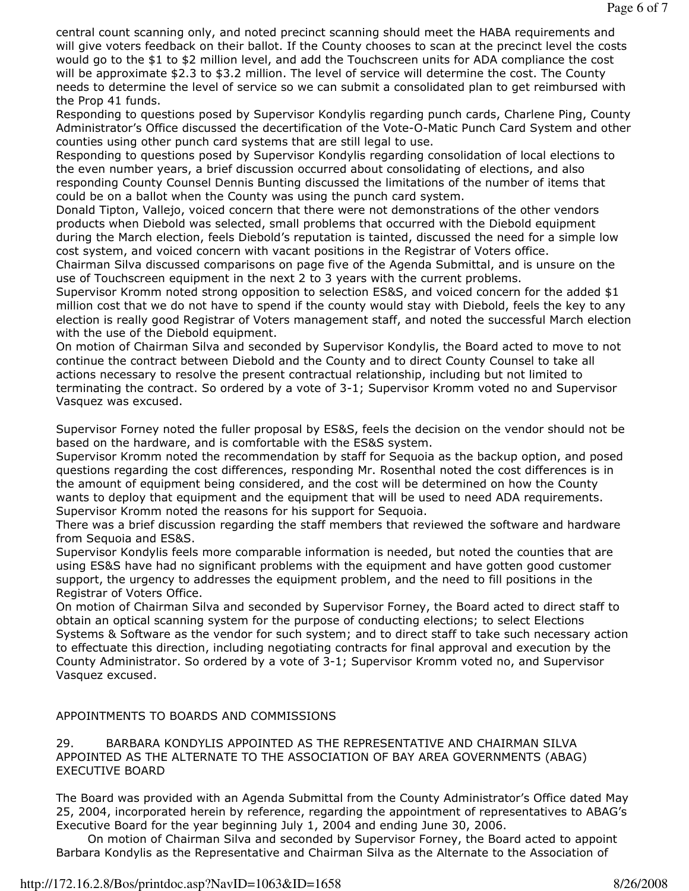central count scanning only, and noted precinct scanning should meet the HABA requirements and will give voters feedback on their ballot. If the County chooses to scan at the precinct level the costs would go to the $1 to $2 million level, and add the Touchscreen units for ADA compliance the cost will be approximate $2.3 to $3.2 million. The level of service will determine the cost. The County needs to determine the level of service so we can submit a consolidated plan to get reimbursed with the Prop 41 funds.

Responding to questions posed by Supervisor Kondylis regarding punch cards, Charlene Ping, County Administrator's Office discussed the decertification of the Vote-O-Matic Punch Card System and other counties using other punch card systems that are still legal to use.

Responding to questions posed by Supervisor Kondylis regarding consolidation of local elections to the even number years, a brief discussion occurred about consolidating of elections, and also responding County Counsel Dennis Bunting discussed the limitations of the number of items that could be on a ballot when the County was using the punch card system.

Donald Tipton, Vallejo, voiced concern that there were not demonstrations of the other vendors products when Diebold was selected, small problems that occurred with the Diebold equipment during the March election, feels Diebold's reputation is tainted, discussed the need for a simple low cost system, and voiced concern with vacant positions in the Registrar of Voters office.

Chairman Silva discussed comparisons on page five of the Agenda Submittal, and is unsure on the use of Touchscreen equipment in the next 2 to 3 years with the current problems.

Supervisor Kromm noted strong opposition to selection ES&S, and voiced concern for the added $1 million cost that we do not have to spend if the county would stay with Diebold, feels the key to any election is really good Registrar of Voters management staff, and noted the successful March election with the use of the Diebold equipment.

On motion of Chairman Silva and seconded by Supervisor Kondylis, the Board acted to move to not continue the contract between Diebold and the County and to direct County Counsel to take all actions necessary to resolve the present contractual relationship, including but not limited to terminating the contract. So ordered by a vote of 3-1; Supervisor Kromm voted no and Supervisor Vasquez was excused.

Supervisor Forney noted the fuller proposal by ES&S, feels the decision on the vendor should not be based on the hardware, and is comfortable with the ES&S system.

Supervisor Kromm noted the recommendation by staff for Sequoia as the backup option, and posed questions regarding the cost differences, responding Mr. Rosenthal noted the cost differences is in the amount of equipment being considered, and the cost will be determined on how the County wants to deploy that equipment and the equipment that will be used to need ADA requirements. Supervisor Kromm noted the reasons for his support for Sequoia.

There was a brief discussion regarding the staff members that reviewed the software and hardware from Sequoia and ES&S.

Supervisor Kondylis feels more comparable information is needed, but noted the counties that are using ES&S have had no significant problems with the equipment and have gotten good customer support, the urgency to addresses the equipment problem, and the need to fill positions in the Registrar of Voters Office.

On motion of Chairman Silva and seconded by Supervisor Forney, the Board acted to direct staff to obtain an optical scanning system for the purpose of conducting elections; to select Elections Systems & Software as the vendor for such system; and to direct staff to take such necessary action to effectuate this direction, including negotiating contracts for final approval and execution by the County Administrator. So ordered by a vote of 3-1; Supervisor Kromm voted no, and Supervisor Vasquez excused.

## APPOINTMENTS TO BOARDS AND COMMISSIONS

### 29. BARBARA KONDYLIS APPOINTED AS THE REPRESENTATIVE AND CHAIRMAN SILVA APPOINTED AS THE ALTERNATE TO THE ASSOCIATION OF BAY AREA GOVERNMENTS (ABAG) EXECUTIVE BOARD

The Board was provided with an Agenda Submittal from the County Administrator's Office dated May 25, 2004, incorporated herein by reference, regarding the appointment of representatives to ABAG's Executive Board for the year beginning July 1, 2004 and ending June 30, 2006.

On motion of Chairman Silva and seconded by Supervisor Forney, the Board acted to appoint Barbara Kondylis as the Representative and Chairman Silva as the Alternate to the Association of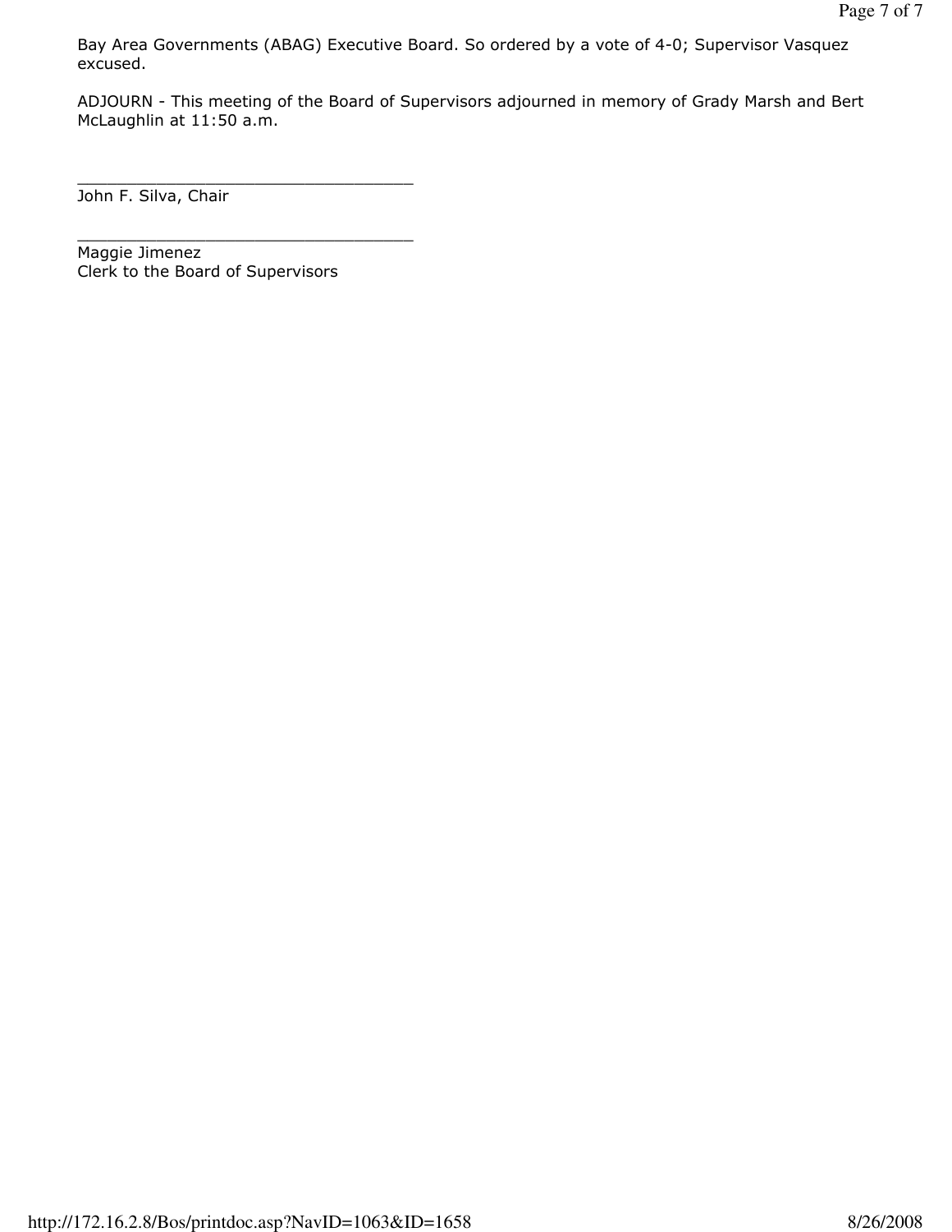Bay Area Governments (ABAG) Executive Board. So ordered by a vote of 4-0; Supervisor Vasquez excused.

ADJOURN - This meeting of the Board of Supervisors adjourned in memory of Grady Marsh and Bert McLaughlin at 11:50 a.m.

___________________________________
John F. Silva, Chair

___________________________________
Maggie Jimenez
Clerk to the Board of Supervisors